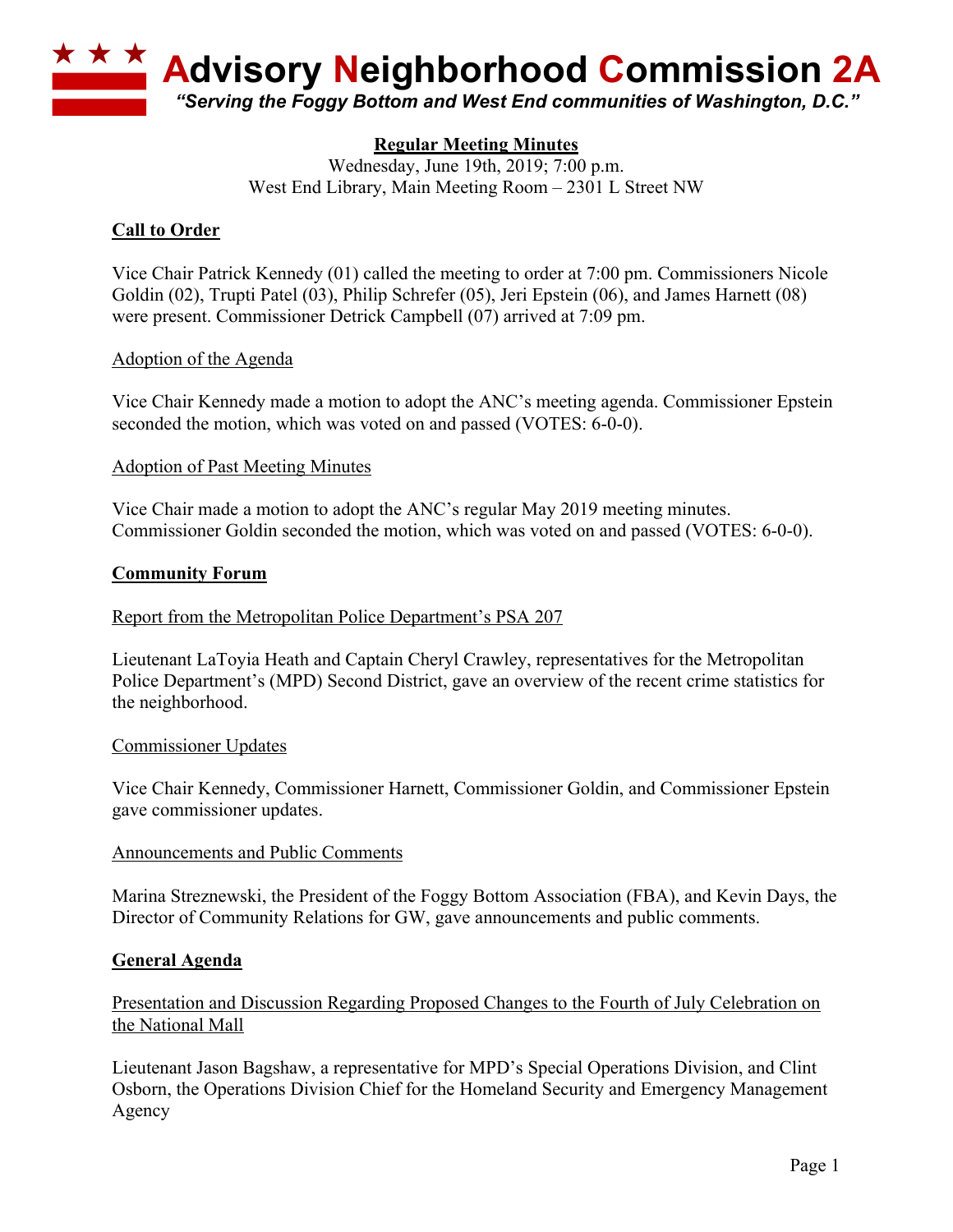# Advisory Neighborhood Commission 2A

*"Serving the Foggy Bottom and West End communities of Washington, D.C."*

**Regular Meeting Minutes**

Wednesday, June 19th, 2019; 7:00 p.m.
West End Library, Main Meeting Room – 2301 L Street NW

## Call to Order

Vice Chair Patrick Kennedy (01) called the meeting to order at 7:00 pm. Commissioners Nicole Goldin (02), Trupti Patel (03), Philip Schrefer (05), Jeri Epstein (06), and James Harnett (08) were present. Commissioner Detrick Campbell (07) arrived at 7:09 pm.

### Adoption of the Agenda

Vice Chair Kennedy made a motion to adopt the ANC's meeting agenda. Commissioner Epstein seconded the motion, which was voted on and passed (VOTES: 6-0-0).

### Adoption of Past Meeting Minutes

Vice Chair made a motion to adopt the ANC's regular May 2019 meeting minutes. Commissioner Goldin seconded the motion, which was voted on and passed (VOTES: 6-0-0).

## Community Forum

### Report from the Metropolitan Police Department's PSA 207

Lieutenant LaToyia Heath and Captain Cheryl Crawley, representatives for the Metropolitan Police Department's (MPD) Second District, gave an overview of the recent crime statistics for the neighborhood.

### Commissioner Updates

Vice Chair Kennedy, Commissioner Harnett, Commissioner Goldin, and Commissioner Epstein gave commissioner updates.

### Announcements and Public Comments

Marina Streznewski, the President of the Foggy Bottom Association (FBA), and Kevin Days, the Director of Community Relations for GW, gave announcements and public comments.

## General Agenda

### Presentation and Discussion Regarding Proposed Changes to the Fourth of July Celebration on the National Mall

Lieutenant Jason Bagshaw, a representative for MPD's Special Operations Division, and Clint Osborn, the Operations Division Chief for the Homeland Security and Emergency Management Agency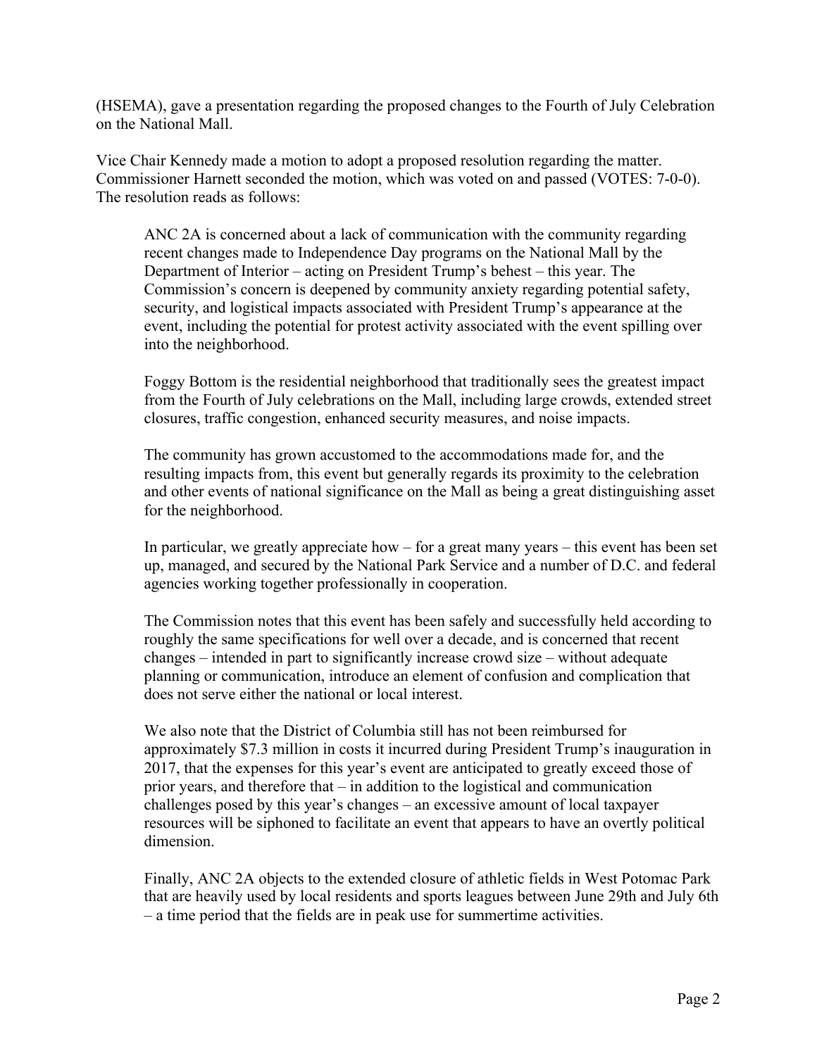(HSEMA), gave a presentation regarding the proposed changes to the Fourth of July Celebration on the National Mall.

Vice Chair Kennedy made a motion to adopt a proposed resolution regarding the matter. Commissioner Harnett seconded the motion, which was voted on and passed (VOTES: 7-0-0). The resolution reads as follows:

> ANC 2A is concerned about a lack of communication with the community regarding recent changes made to Independence Day programs on the National Mall by the Department of Interior – acting on President Trump's behest – this year. The Commission's concern is deepened by community anxiety regarding potential safety, security, and logistical impacts associated with President Trump's appearance at the event, including the potential for protest activity associated with the event spilling over into the neighborhood.
>
> Foggy Bottom is the residential neighborhood that traditionally sees the greatest impact from the Fourth of July celebrations on the Mall, including large crowds, extended street closures, traffic congestion, enhanced security measures, and noise impacts.
>
> The community has grown accustomed to the accommodations made for, and the resulting impacts from, this event but generally regards its proximity to the celebration and other events of national significance on the Mall as being a great distinguishing asset for the neighborhood.
>
> In particular, we greatly appreciate how – for a great many years – this event has been set up, managed, and secured by the National Park Service and a number of D.C. and federal agencies working together professionally in cooperation.
>
> The Commission notes that this event has been safely and successfully held according to roughly the same specifications for well over a decade, and is concerned that recent changes – intended in part to significantly increase crowd size – without adequate planning or communication, introduce an element of confusion and complication that does not serve either the national or local interest.
>
> We also note that the District of Columbia still has not been reimbursed for approximately $7.3 million in costs it incurred during President Trump's inauguration in 2017, that the expenses for this year's event are anticipated to greatly exceed those of prior years, and therefore that – in addition to the logistical and communication challenges posed by this year's changes – an excessive amount of local taxpayer resources will be siphoned to facilitate an event that appears to have an overtly political dimension.
>
> Finally, ANC 2A objects to the extended closure of athletic fields in West Potomac Park that are heavily used by local residents and sports leagues between June 29th and July 6th – a time period that the fields are in peak use for summertime activities.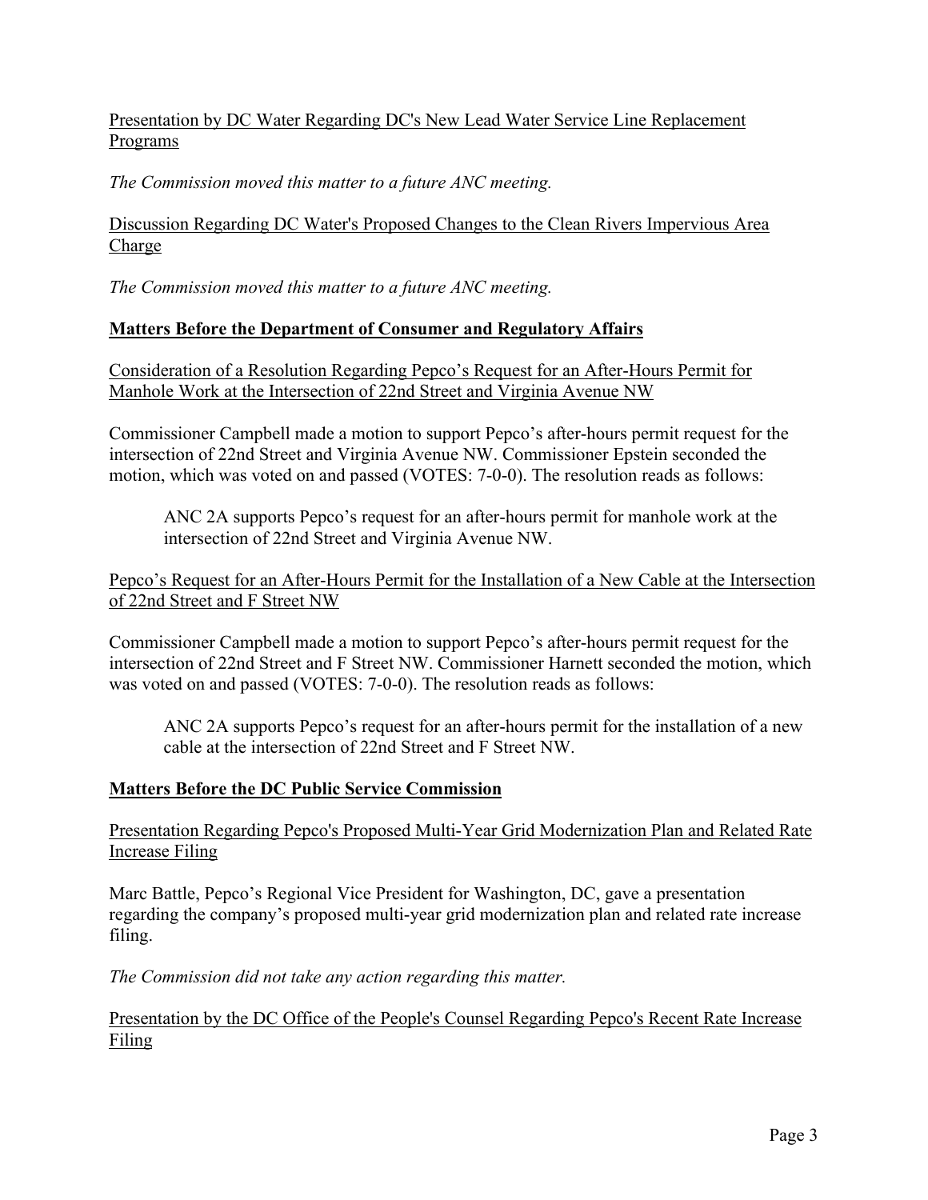Presentation by DC Water Regarding DC's New Lead Water Service Line Replacement Programs

*The Commission moved this matter to a future ANC meeting.*

Discussion Regarding DC Water's Proposed Changes to the Clean Rivers Impervious Area Charge

*The Commission moved this matter to a future ANC meeting.*

## **Matters Before the Department of Consumer and Regulatory Affairs**

Consideration of a Resolution Regarding Pepco's Request for an After-Hours Permit for Manhole Work at the Intersection of 22nd Street and Virginia Avenue NW

Commissioner Campbell made a motion to support Pepco's after-hours permit request for the intersection of 22nd Street and Virginia Avenue NW. Commissioner Epstein seconded the motion, which was voted on and passed (VOTES: 7-0-0). The resolution reads as follows:

> ANC 2A supports Pepco's request for an after-hours permit for manhole work at the intersection of 22nd Street and Virginia Avenue NW.

Pepco's Request for an After-Hours Permit for the Installation of a New Cable at the Intersection of 22nd Street and F Street NW

Commissioner Campbell made a motion to support Pepco's after-hours permit request for the intersection of 22nd Street and F Street NW. Commissioner Harnett seconded the motion, which was voted on and passed (VOTES: 7-0-0). The resolution reads as follows:

> ANC 2A supports Pepco's request for an after-hours permit for the installation of a new cable at the intersection of 22nd Street and F Street NW.

## **Matters Before the DC Public Service Commission**

Presentation Regarding Pepco's Proposed Multi-Year Grid Modernization Plan and Related Rate Increase Filing

Marc Battle, Pepco's Regional Vice President for Washington, DC, gave a presentation regarding the company's proposed multi-year grid modernization plan and related rate increase filing.

*The Commission did not take any action regarding this matter.*

Presentation by the DC Office of the People's Counsel Regarding Pepco's Recent Rate Increase Filing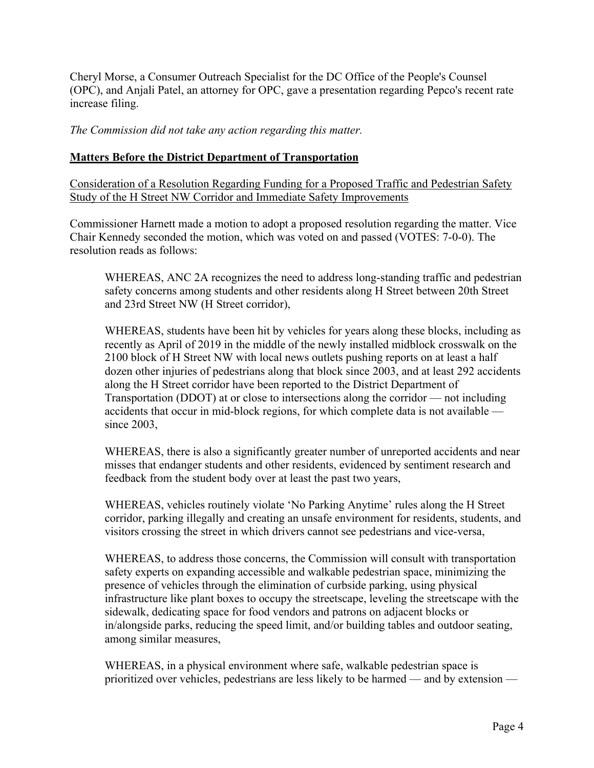Cheryl Morse, a Consumer Outreach Specialist for the DC Office of the People's Counsel (OPC), and Anjali Patel, an attorney for OPC, gave a presentation regarding Pepco's recent rate increase filing.

*The Commission did not take any action regarding this matter.*

## **Matters Before the District Department of Transportation**

### Consideration of a Resolution Regarding Funding for a Proposed Traffic and Pedestrian Safety Study of the H Street NW Corridor and Immediate Safety Improvements

Commissioner Harnett made a motion to adopt a proposed resolution regarding the matter. Vice Chair Kennedy seconded the motion, which was voted on and passed (VOTES: 7-0-0). The resolution reads as follows:

> WHEREAS, ANC 2A recognizes the need to address long-standing traffic and pedestrian safety concerns among students and other residents along H Street between 20th Street and 23rd Street NW (H Street corridor),
>
> WHEREAS, students have been hit by vehicles for years along these blocks, including as recently as April of 2019 in the middle of the newly installed midblock crosswalk on the 2100 block of H Street NW with local news outlets pushing reports on at least a half dozen other injuries of pedestrians along that block since 2003, and at least 292 accidents along the H Street corridor have been reported to the District Department of Transportation (DDOT) at or close to intersections along the corridor — not including accidents that occur in mid-block regions, for which complete data is not available — since 2003,
>
> WHEREAS, there is also a significantly greater number of unreported accidents and near misses that endanger students and other residents, evidenced by sentiment research and feedback from the student body over at least the past two years,
>
> WHEREAS, vehicles routinely violate 'No Parking Anytime' rules along the H Street corridor, parking illegally and creating an unsafe environment for residents, students, and visitors crossing the street in which drivers cannot see pedestrians and vice-versa,
>
> WHEREAS, to address those concerns, the Commission will consult with transportation safety experts on expanding accessible and walkable pedestrian space, minimizing the presence of vehicles through the elimination of curbside parking, using physical infrastructure like plant boxes to occupy the streetscape, leveling the streetscape with the sidewalk, dedicating space for food vendors and patrons on adjacent blocks or in/alongside parks, reducing the speed limit, and/or building tables and outdoor seating, among similar measures,
>
> WHEREAS, in a physical environment where safe, walkable pedestrian space is prioritized over vehicles, pedestrians are less likely to be harmed — and by extension —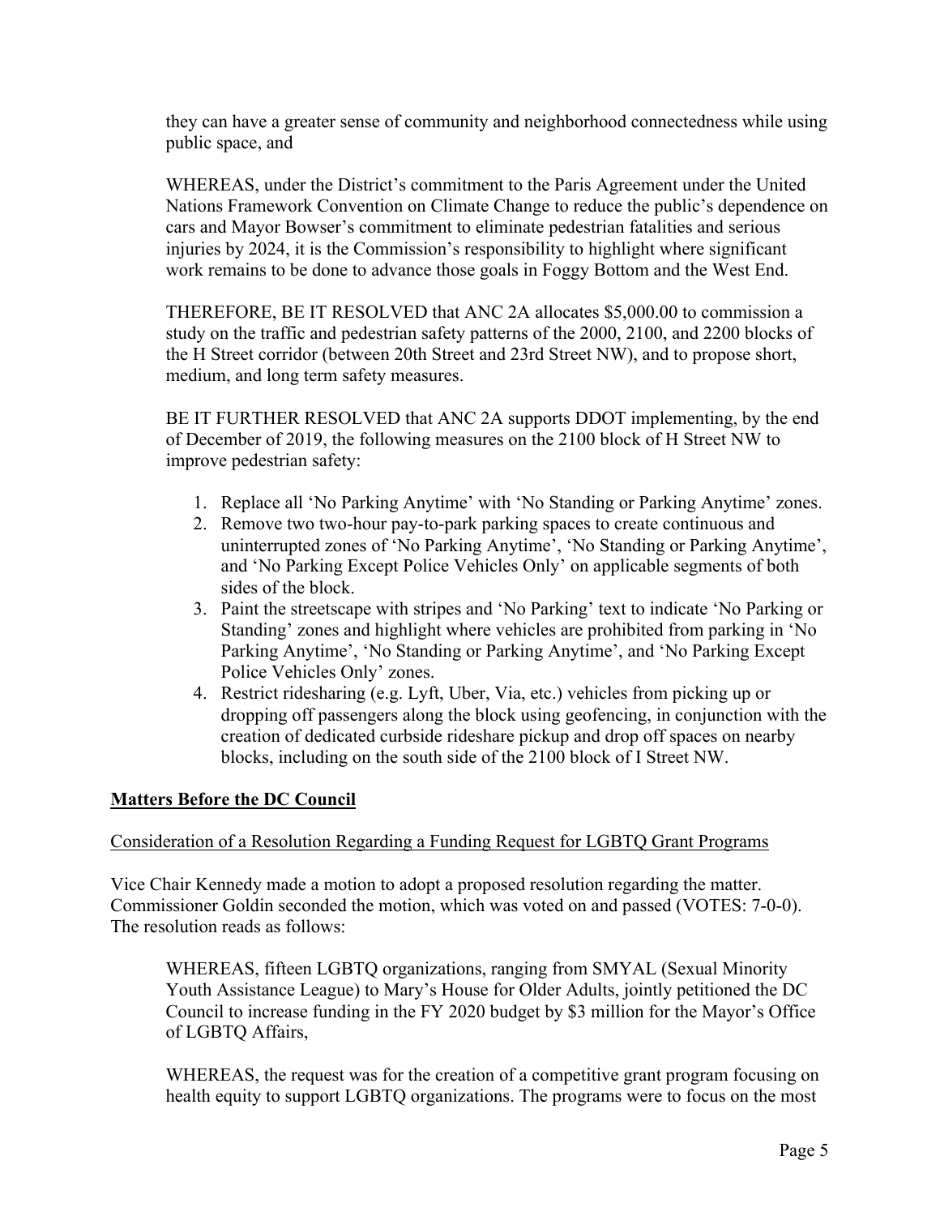they can have a greater sense of community and neighborhood connectedness while using public space, and

WHEREAS, under the District's commitment to the Paris Agreement under the United Nations Framework Convention on Climate Change to reduce the public's dependence on cars and Mayor Bowser's commitment to eliminate pedestrian fatalities and serious injuries by 2024, it is the Commission's responsibility to highlight where significant work remains to be done to advance those goals in Foggy Bottom and the West End.

THEREFORE, BE IT RESOLVED that ANC 2A allocates $5,000.00 to commission a study on the traffic and pedestrian safety patterns of the 2000, 2100, and 2200 blocks of the H Street corridor (between 20th Street and 23rd Street NW), and to propose short, medium, and long term safety measures.

BE IT FURTHER RESOLVED that ANC 2A supports DDOT implementing, by the end of December of 2019, the following measures on the 2100 block of H Street NW to improve pedestrian safety:

1. Replace all 'No Parking Anytime' with 'No Standing or Parking Anytime' zones.
2. Remove two two-hour pay-to-park parking spaces to create continuous and uninterrupted zones of 'No Parking Anytime', 'No Standing or Parking Anytime', and 'No Parking Except Police Vehicles Only' on applicable segments of both sides of the block.
3. Paint the streetscape with stripes and 'No Parking' text to indicate 'No Parking or Standing' zones and highlight where vehicles are prohibited from parking in 'No Parking Anytime', 'No Standing or Parking Anytime', and 'No Parking Except Police Vehicles Only' zones.
4. Restrict ridesharing (e.g. Lyft, Uber, Via, etc.) vehicles from picking up or dropping off passengers along the block using geofencing, in conjunction with the creation of dedicated curbside rideshare pickup and drop off spaces on nearby blocks, including on the south side of the 2100 block of I Street NW.

## Matters Before the DC Council

### Consideration of a Resolution Regarding a Funding Request for LGBTQ Grant Programs

Vice Chair Kennedy made a motion to adopt a proposed resolution regarding the matter. Commissioner Goldin seconded the motion, which was voted on and passed (VOTES: 7-0-0). The resolution reads as follows:

WHEREAS, fifteen LGBTQ organizations, ranging from SMYAL (Sexual Minority Youth Assistance League) to Mary's House for Older Adults, jointly petitioned the DC Council to increase funding in the FY 2020 budget by $3 million for the Mayor's Office of LGBTQ Affairs,

WHEREAS, the request was for the creation of a competitive grant program focusing on health equity to support LGBTQ organizations. The programs were to focus on the most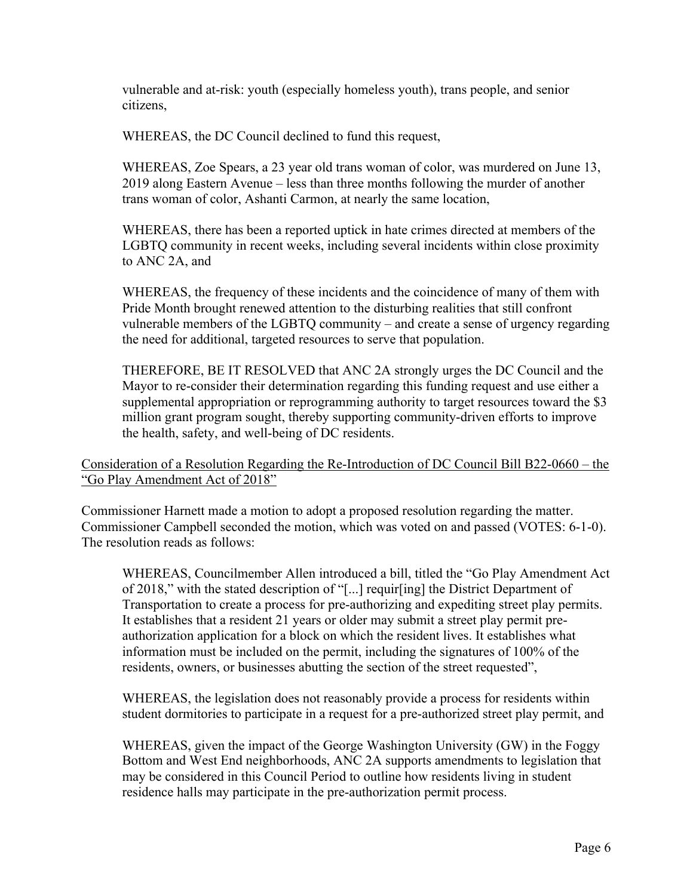vulnerable and at-risk: youth (especially homeless youth), trans people, and senior citizens,

WHEREAS, the DC Council declined to fund this request,

WHEREAS, Zoe Spears, a 23 year old trans woman of color, was murdered on June 13, 2019 along Eastern Avenue – less than three months following the murder of another trans woman of color, Ashanti Carmon, at nearly the same location,

WHEREAS, there has been a reported uptick in hate crimes directed at members of the LGBTQ community in recent weeks, including several incidents within close proximity to ANC 2A, and

WHEREAS, the frequency of these incidents and the coincidence of many of them with Pride Month brought renewed attention to the disturbing realities that still confront vulnerable members of the LGBTQ community – and create a sense of urgency regarding the need for additional, targeted resources to serve that population.

THEREFORE, BE IT RESOLVED that ANC 2A strongly urges the DC Council and the Mayor to re-consider their determination regarding this funding request and use either a supplemental appropriation or reprogramming authority to target resources toward the $3 million grant program sought, thereby supporting community-driven efforts to improve the health, safety, and well-being of DC residents.

<u>Consideration of a Resolution Regarding the Re-Introduction of DC Council Bill B22-0660 – the "Go Play Amendment Act of 2018"</u>

Commissioner Harnett made a motion to adopt a proposed resolution regarding the matter. Commissioner Campbell seconded the motion, which was voted on and passed (VOTES: 6-1-0). The resolution reads as follows:

WHEREAS, Councilmember Allen introduced a bill, titled the "Go Play Amendment Act of 2018," with the stated description of "[...] requir[ing] the District Department of Transportation to create a process for pre-authorizing and expediting street play permits. It establishes that a resident 21 years or older may submit a street play permit pre-authorization application for a block on which the resident lives. It establishes what information must be included on the permit, including the signatures of 100% of the residents, owners, or businesses abutting the section of the street requested",

WHEREAS, the legislation does not reasonably provide a process for residents within student dormitories to participate in a request for a pre-authorized street play permit, and

WHEREAS, given the impact of the George Washington University (GW) in the Foggy Bottom and West End neighborhoods, ANC 2A supports amendments to legislation that may be considered in this Council Period to outline how residents living in student residence halls may participate in the pre-authorization permit process.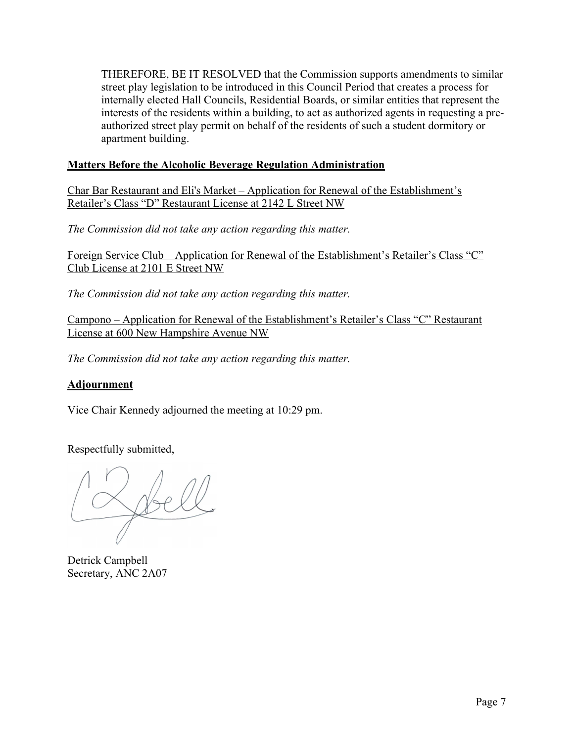THEREFORE, BE IT RESOLVED that the Commission supports amendments to similar street play legislation to be introduced in this Council Period that creates a process for internally elected Hall Councils, Residential Boards, or similar entities that represent the interests of the residents within a building, to act as authorized agents in requesting a pre-authorized street play permit on behalf of the residents of such a student dormitory or apartment building.

**Matters Before the Alcoholic Beverage Regulation Administration**

Char Bar Restaurant and Eli's Market – Application for Renewal of the Establishment's Retailer's Class "D" Restaurant License at 2142 L Street NW

*The Commission did not take any action regarding this matter.*

Foreign Service Club – Application for Renewal of the Establishment's Retailer's Class "C" Club License at 2101 E Street NW

*The Commission did not take any action regarding this matter.*

Campono – Application for Renewal of the Establishment's Retailer's Class "C" Restaurant License at 600 New Hampshire Avenue NW

*The Commission did not take any action regarding this matter.*

**Adjournment**

Vice Chair Kennedy adjourned the meeting at 10:29 pm.

Respectfully submitted,

Detrick Campbell
Secretary, ANC 2A07